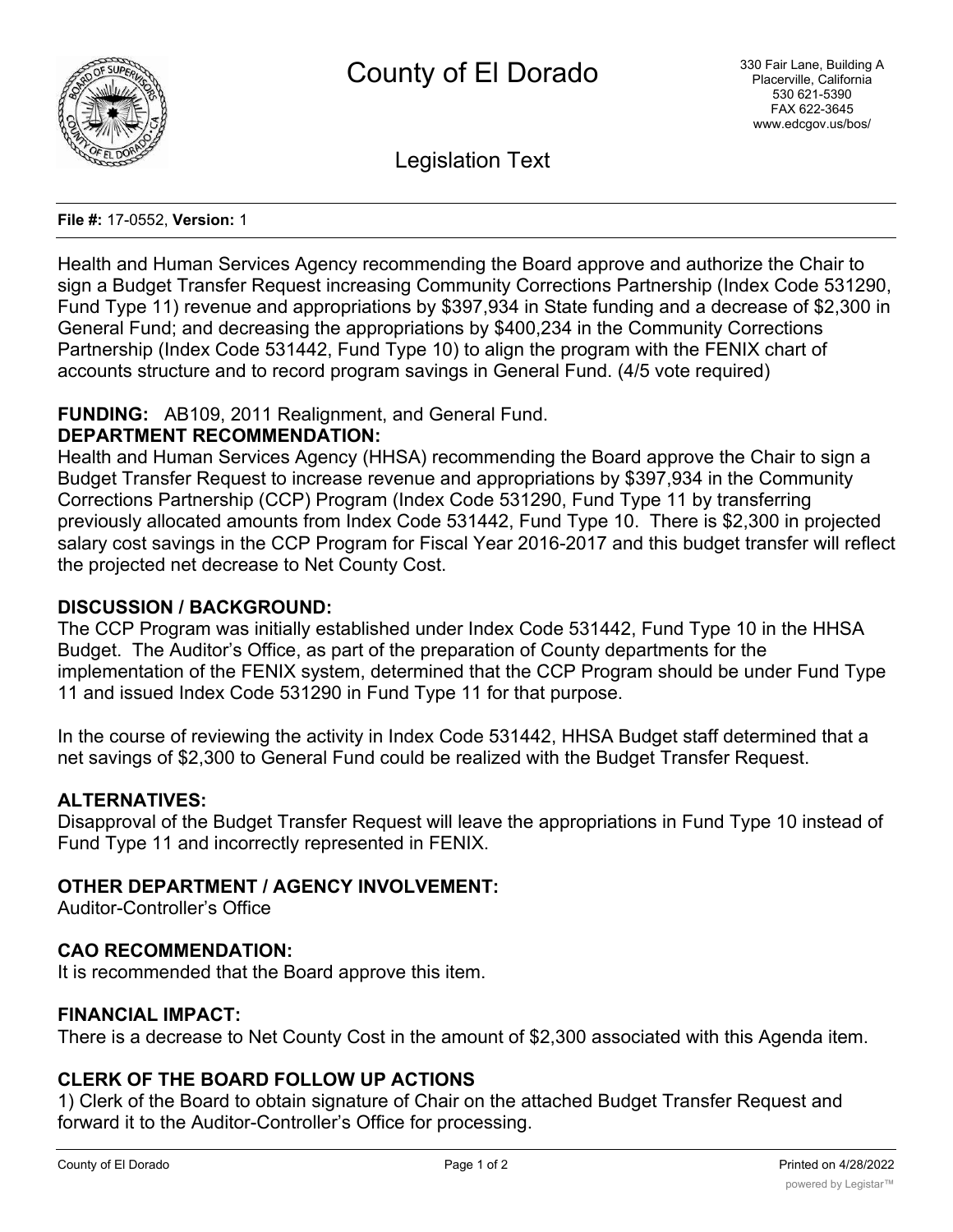# County of El Dorado

330 Fair Lane, Building A
Placerville, California
530 621-5390
FAX 622-3645
www.edcgov.us/bos/

## Legislation Text

**File #:** 17-0552, **Version:** 1

Health and Human Services Agency recommending the Board approve and authorize the Chair to sign a Budget Transfer Request increasing Community Corrections Partnership (Index Code 531290, Fund Type 11) revenue and appropriations by $397,934 in State funding and a decrease of $2,300 in General Fund; and decreasing the appropriations by $400,234 in the Community Corrections Partnership (Index Code 531442, Fund Type 10) to align the program with the FENIX chart of accounts structure and to record program savings in General Fund. (4/5 vote required)

**FUNDING:** AB109, 2011 Realignment, and General Fund.

**DEPARTMENT RECOMMENDATION:**

Health and Human Services Agency (HHSA) recommending the Board approve the Chair to sign a Budget Transfer Request to increase revenue and appropriations by $397,934 in the Community Corrections Partnership (CCP) Program (Index Code 531290, Fund Type 11 by transferring previously allocated amounts from Index Code 531442, Fund Type 10. There is $2,300 in projected salary cost savings in the CCP Program for Fiscal Year 2016-2017 and this budget transfer will reflect the projected net decrease to Net County Cost.

**DISCUSSION / BACKGROUND:**

The CCP Program was initially established under Index Code 531442, Fund Type 10 in the HHSA Budget. The Auditor's Office, as part of the preparation of County departments for the implementation of the FENIX system, determined that the CCP Program should be under Fund Type 11 and issued Index Code 531290 in Fund Type 11 for that purpose.

In the course of reviewing the activity in Index Code 531442, HHSA Budget staff determined that a net savings of $2,300 to General Fund could be realized with the Budget Transfer Request.

**ALTERNATIVES:**

Disapproval of the Budget Transfer Request will leave the appropriations in Fund Type 10 instead of Fund Type 11 and incorrectly represented in FENIX.

**OTHER DEPARTMENT / AGENCY INVOLVEMENT:**

Auditor-Controller's Office

**CAO RECOMMENDATION:**

It is recommended that the Board approve this item.

**FINANCIAL IMPACT:**

There is a decrease to Net County Cost in the amount of $2,300 associated with this Agenda item.

**CLERK OF THE BOARD FOLLOW UP ACTIONS**

1) Clerk of the Board to obtain signature of Chair on the attached Budget Transfer Request and forward it to the Auditor-Controller's Office for processing.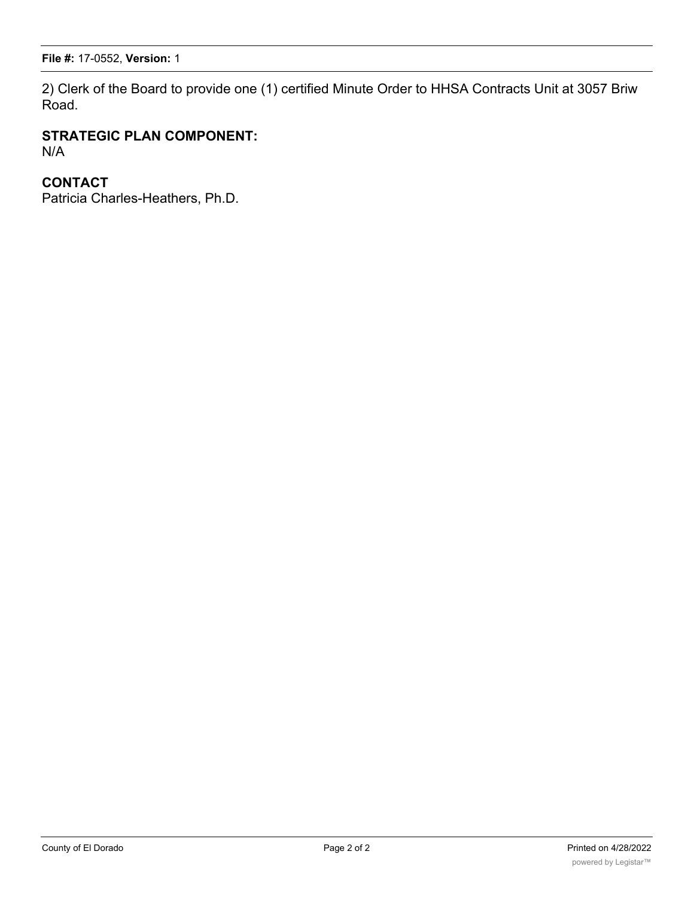2) Clerk of the Board to provide one (1) certified Minute Order to HHSA Contracts Unit at 3057 Briw Road.

**STRATEGIC PLAN COMPONENT:**
N/A

**CONTACT**
Patricia Charles-Heathers, Ph.D.